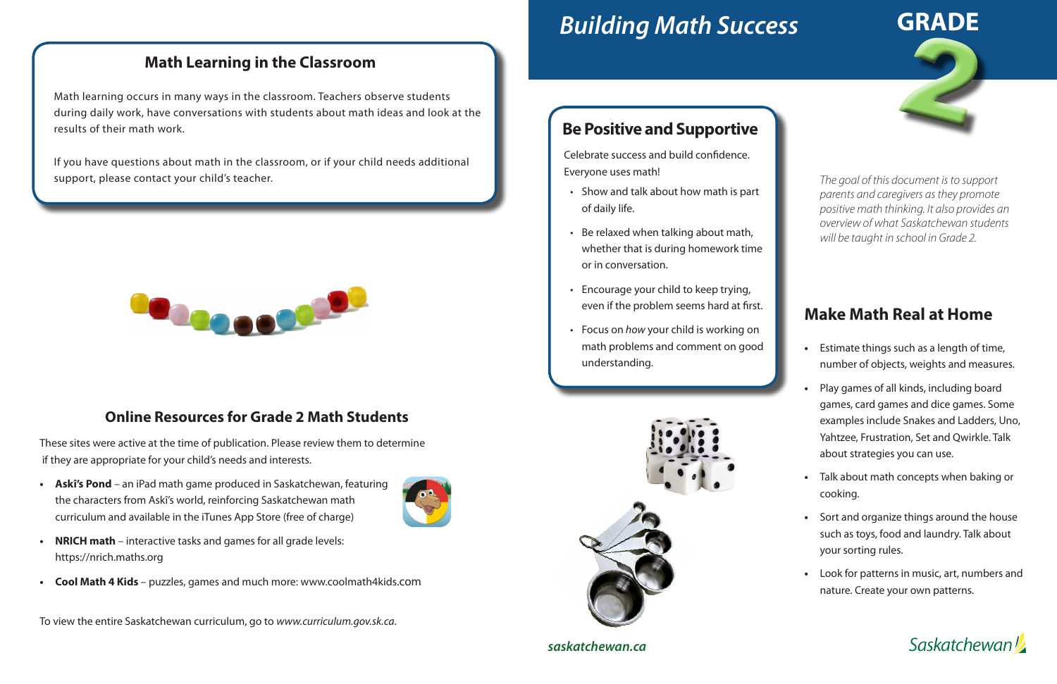# Building Math Success

# GRADE 2

*The goal of this document is to support parents and caregivers as they promote positive math thinking. It also provides an overview of what Saskatchewan students will be taught in school in Grade 2.*

## Be Positive and Supportive

Celebrate success and build confidence. Everyone uses math!

- Show and talk about how math is part of daily life.
- Be relaxed when talking about math, whether that is during homework time or in conversation.
- Encourage your child to keep trying, even if the problem seems hard at first.
- Focus on *how* your child is working on math problems and comment on good understanding.

## Make Math Real at Home

- Estimate things such as a length of time, number of objects, weights and measures.
- Play games of all kinds, including board games, card games and dice games. Some examples include Snakes and Ladders, Uno, Yahtzee, Frustration, Set and Qwirkle. Talk about strategies you can use.
- Talk about math concepts when baking or cooking.
- Sort and organize things around the house such as toys, food and laundry. Talk about your sorting rules.
- Look for patterns in music, art, numbers and nature. Create your own patterns.

## Math Learning in the Classroom

Math learning occurs in many ways in the classroom. Teachers observe students during daily work, have conversations with students about math ideas and look at the results of their math work.

If you have questions about math in the classroom, or if your child needs additional support, please contact your child's teacher.

## Online Resources for Grade 2 Math Students

These sites were active at the time of publication. Please review them to determine if they are appropriate for your child's needs and interests.

- **Askî's Pond** – an iPad math game produced in Saskatchewan, featuring the characters from Askî's world, reinforcing Saskatchewan math curriculum and available in the iTunes App Store (free of charge)
- **NRICH math** – interactive tasks and games for all grade levels: https://nrich.maths.org
- **Cool Math 4 Kids** – puzzles, games and much more: www.coolmath4kids.com

To view the entire Saskatchewan curriculum, go to *www.curriculum.gov.sk.ca*.

***saskatchewan.ca***

Saskatchewan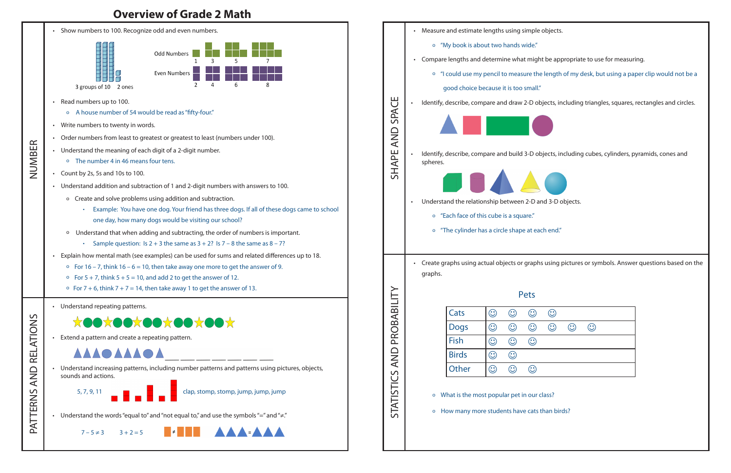# Overview of Grade 2 Math

## NUMBER

- Show numbers to 100. Recognize odd and even numbers.

3 groups of 10 2 ones

Odd Numbers 1 3 5 7

Even Numbers 2 4 6 8

- Read numbers up to 100.
  - A house number of 54 would be read as "fifty-four."
- Write numbers to twenty in words.
- Order numbers from least to greatest or greatest to least (numbers under 100).
- Understand the meaning of each digit of a 2-digit number.
  - The number 4 in 46 means four tens.
- Count by 2s, 5s and 10s to 100.
- Understand addition and subtraction of 1 and 2-digit numbers with answers to 100.
  - Create and solve problems using addition and subtraction.
    - Example: You have one dog. Your friend has three dogs. If all of these dogs came to school one day, how many dogs would be visiting our school?
  - Understand that when adding and subtracting, the order of numbers is important.
    - Sample question: Is $2 + 3$ the same as $3 + 2$? Is $7 - 8$ the same as $8 - 7$?
- Explain how mental math (see examples) can be used for sums and related differences up to 18.
  - For $16 - 7$, think $16 - 6 = 10$, then take away one more to get the answer of 9.
  - For $5 + 7$, think $5 + 5 = 10$, and add 2 to get the answer of 12.
  - For $7 + 6$, think $7 + 7 = 14$, then take away 1 to get the answer of 13.

## PATTERNS AND RELATIONS

- Understand repeating patterns.
- Extend a pattern and create a repeating pattern.
- Understand increasing patterns, including number patterns and patterns using pictures, objects, sounds and actions.

5, 7, 9, 11 clap, stomp, stomp, jump, jump, jump

- Understand the words "equal to" and "not equal to," and use the symbols "=" and "≠."

$7 - 5 \neq 3$ $3 + 2 = 5$

## SHAPE AND SPACE

- Measure and estimate lengths using simple objects.
  - "My book is about two hands wide."
- Compare lengths and determine what might be appropriate to use for measuring.
  - "I could use my pencil to measure the length of my desk, but using a paper clip would not be a good choice because it is too small."
- Identify, describe, compare and draw 2-D objects, including triangles, squares, rectangles and circles.
- Identify, describe, compare and build 3-D objects, including cubes, cylinders, pyramids, cones and spheres.
- Understand the relationship between 2-D and 3-D objects.
  - "Each face of this cube is a square."
  - "The cylinder has a circle shape at each end."

## STATISTICS AND PROBABILITY

- Create graphs using actual objects or graphs using pictures or symbols. Answer questions based on the graphs.

Pets

Cats ☺ ☺ ☺ ☺

Dogs ☺ ☺ ☺ ☺ ☺ ☺

Fish ☺ ☺ ☺

Birds ☺ ☺

Other ☺ ☺ ☺

  - What is the most popular pet in our class?
  - How many more students have cats than birds?